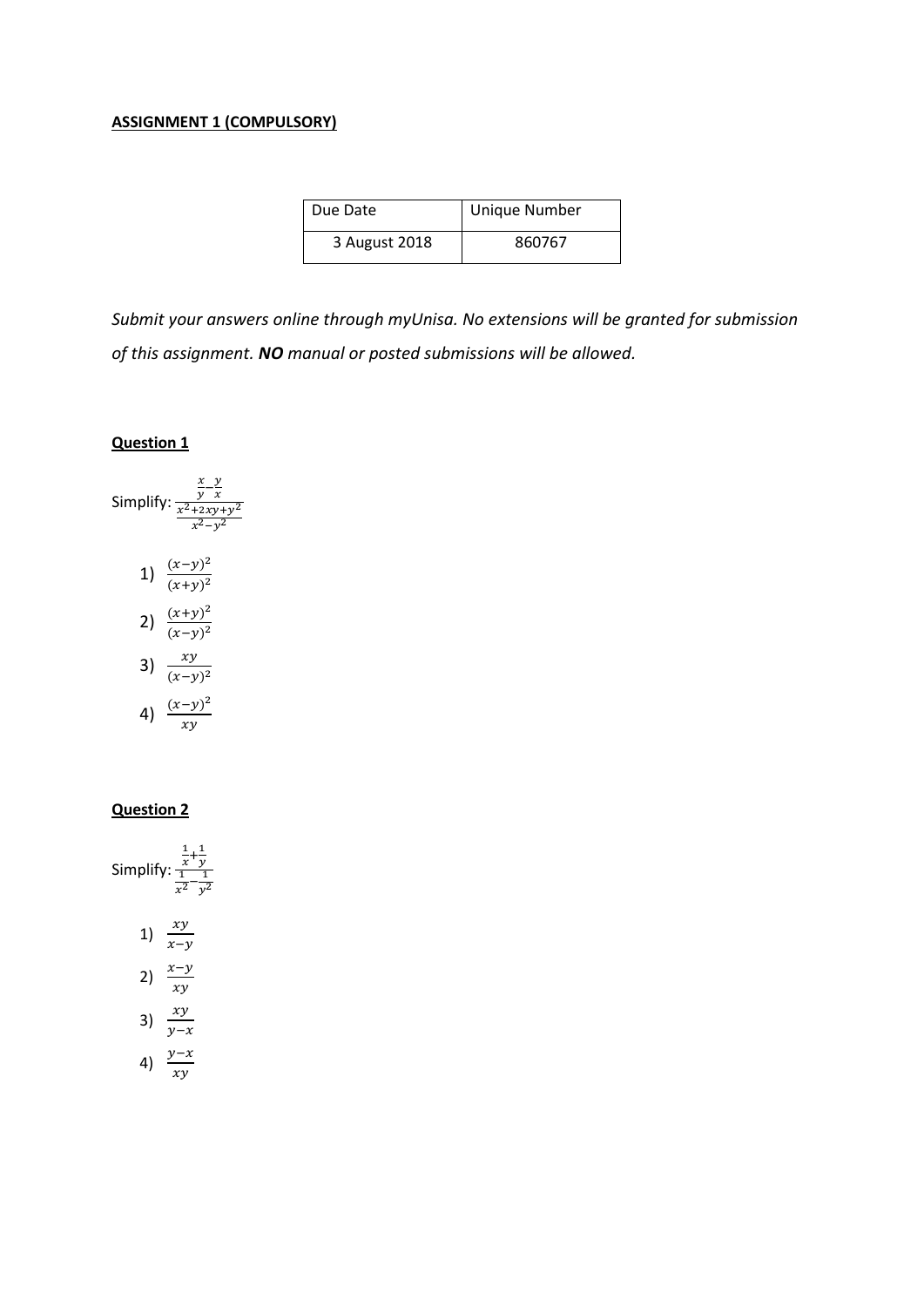**ASSIGNMENT 1 (COMPULSORY)**

| Due Date | Unique Number |
|---|---|
| 3 August 2018 | 860767 |

*Submit your answers online through myUnisa. No extensions will be granted for submission of this assignment.* ***NO*** *manual or posted submissions will be allowed.*

**Question 1**

Simplify: $\dfrac{\frac{x}{y}-\frac{y}{x}}{\frac{x^2+2xy+y^2}{x^2-y^2}}$

1) $\dfrac{(x-y)^2}{(x+y)^2}$
2) $\dfrac{(x+y)^2}{(x-y)^2}$
3) $\dfrac{xy}{(x-y)^2}$
4) $\dfrac{(x-y)^2}{xy}$

**Question 2**

Simplify: $\dfrac{\frac{1}{x}+\frac{1}{y}}{\frac{1}{x^2}-\frac{1}{y^2}}$

1) $\dfrac{xy}{x-y}$
2) $\dfrac{x-y}{xy}$
3) $\dfrac{xy}{y-x}$
4) $\dfrac{y-x}{xy}$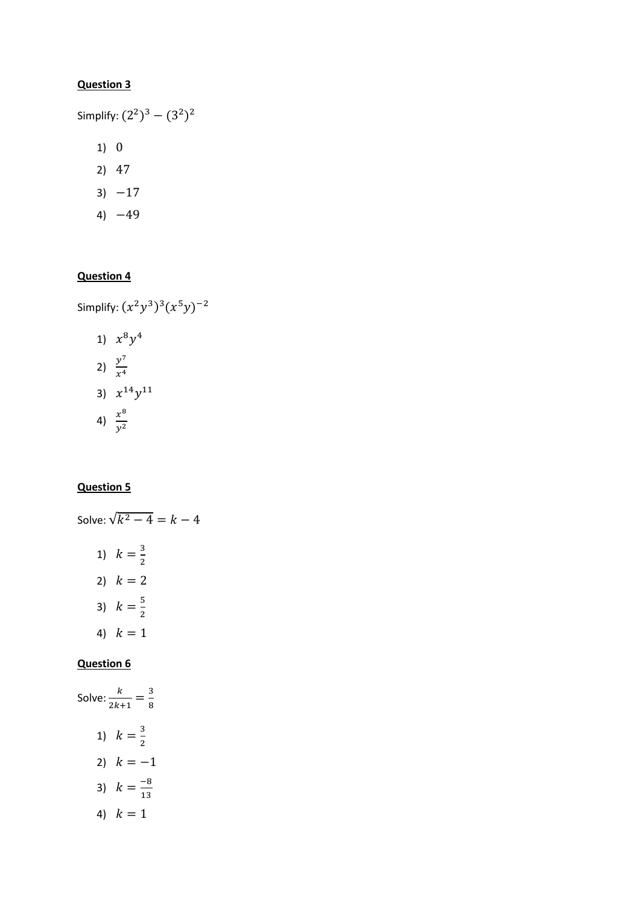**Question 3**

Simplify: $(2^2)^3 - (3^2)^2$

1) $0$
2) $47$
3) $-17$
4) $-49$

**Question 4**

Simplify: $(x^2y^3)^3(x^5y)^{-2}$

1) $x^8y^4$
2) $\frac{y^7}{x^4}$
3) $x^{14}y^{11}$
4) $\frac{x^8}{y^2}$

**Question 5**

Solve: $\sqrt{k^2 - 4} = k - 4$

1) $k = \frac{3}{2}$
2) $k = 2$
3) $k = \frac{5}{2}$
4) $k = 1$

**Question 6**

Solve: $\frac{k}{2k+1} = \frac{3}{8}$

1) $k = \frac{3}{2}$
2) $k = -1$
3) $k = \frac{-8}{13}$
4) $k = 1$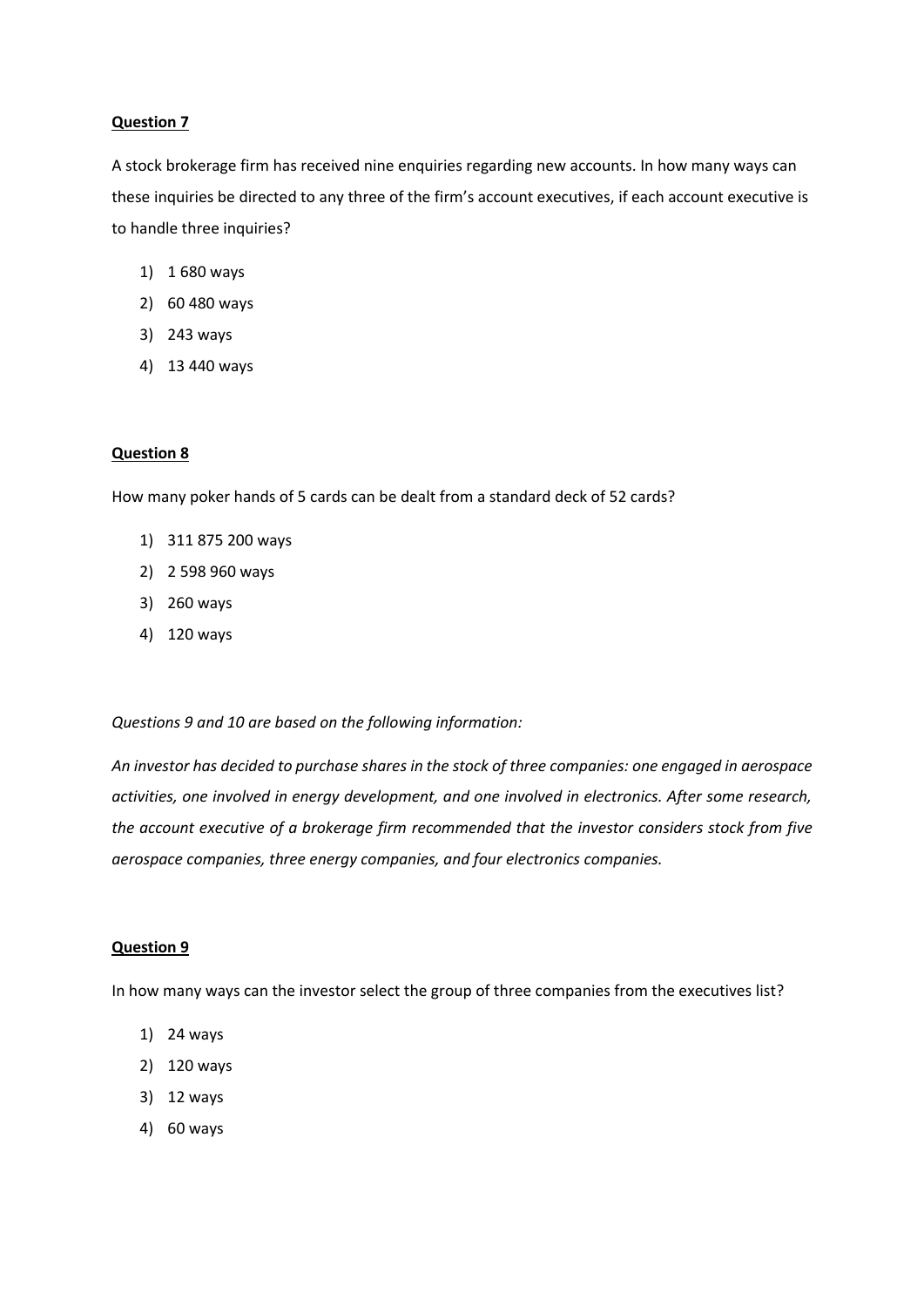**Question 7**

A stock brokerage firm has received nine enquiries regarding new accounts. In how many ways can these inquiries be directed to any three of the firm's account executives, if each account executive is to handle three inquiries?

1) 1 680 ways
2) 60 480 ways
3) 243 ways
4) 13 440 ways

**Question 8**

How many poker hands of 5 cards can be dealt from a standard deck of 52 cards?

1) 311 875 200 ways
2) 2 598 960 ways
3) 260 ways
4) 120 ways

*Questions 9 and 10 are based on the following information:*

*An investor has decided to purchase shares in the stock of three companies: one engaged in aerospace activities, one involved in energy development, and one involved in electronics. After some research, the account executive of a brokerage firm recommended that the investor considers stock from five aerospace companies, three energy companies, and four electronics companies.*

**Question 9**

In how many ways can the investor select the group of three companies from the executives list?

1) 24 ways
2) 120 ways
3) 12 ways
4) 60 ways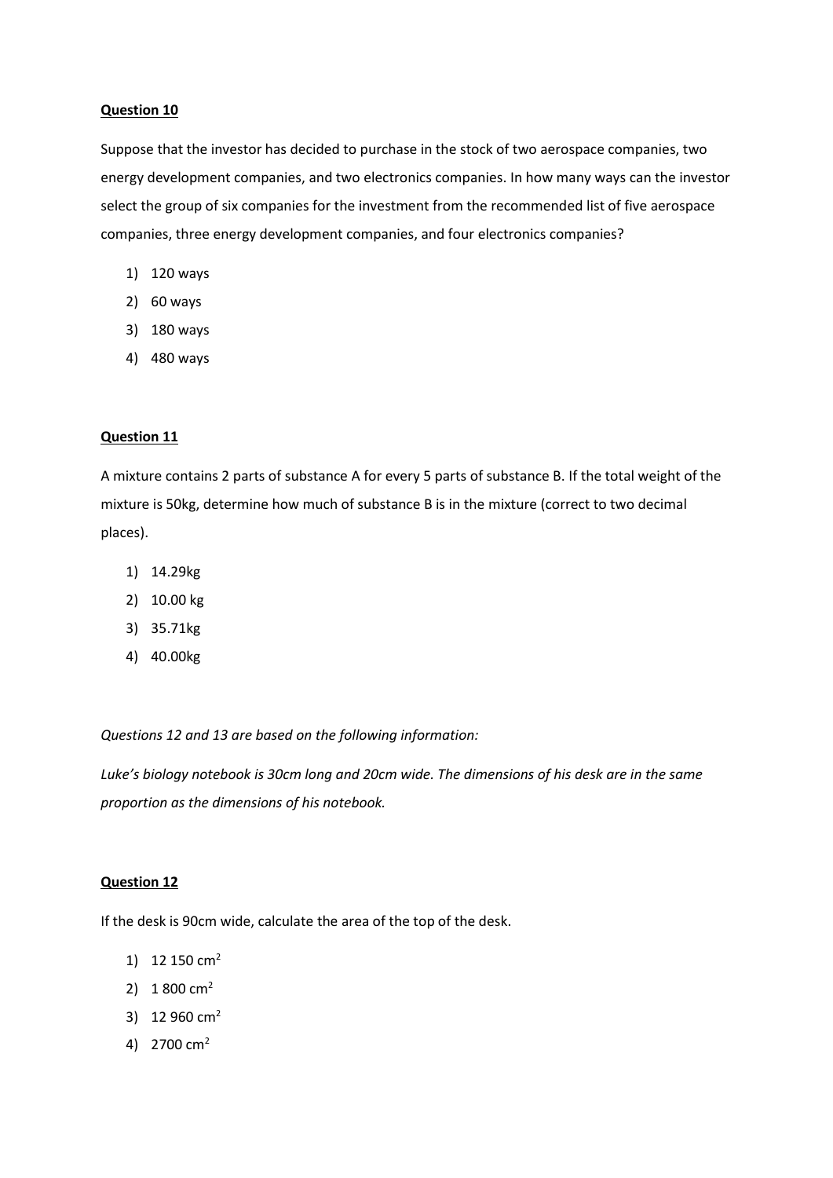**Question 10**

Suppose that the investor has decided to purchase in the stock of two aerospace companies, two energy development companies, and two electronics companies. In how many ways can the investor select the group of six companies for the investment from the recommended list of five aerospace companies, three energy development companies, and four electronics companies?

1) 120 ways
2) 60 ways
3) 180 ways
4) 480 ways

**Question 11**

A mixture contains 2 parts of substance A for every 5 parts of substance B. If the total weight of the mixture is 50kg, determine how much of substance B is in the mixture (correct to two decimal places).

1) 14.29kg
2) 10.00 kg
3) 35.71kg
4) 40.00kg

*Questions 12 and 13 are based on the following information:*

*Luke's biology notebook is 30cm long and 20cm wide. The dimensions of his desk are in the same proportion as the dimensions of his notebook.*

**Question 12**

If the desk is 90cm wide, calculate the area of the top of the desk.

1) 12 150 $cm^2$
2) 1 800 $cm^2$
3) 12 960 $cm^2$
4) 2700 $cm^2$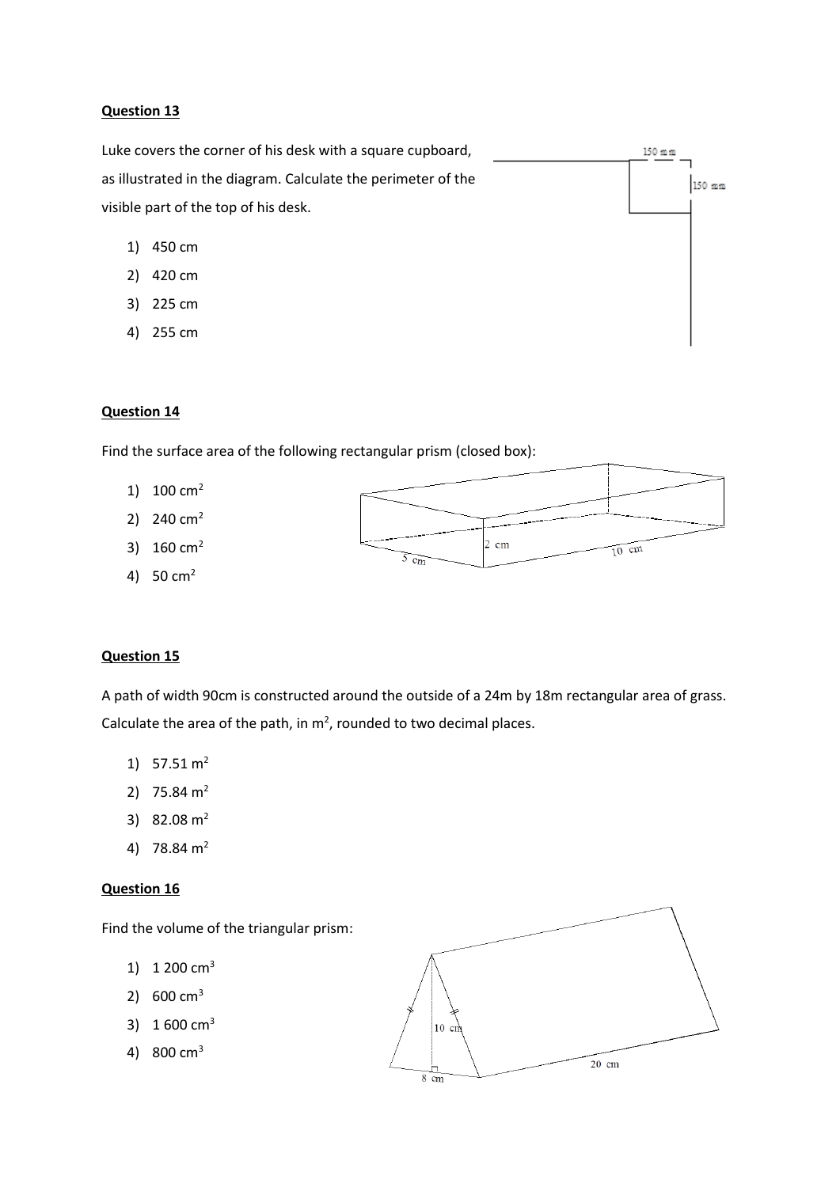**Question 13**

Luke covers the corner of his desk with a square cupboard, as illustrated in the diagram. Calculate the perimeter of the visible part of the top of his desk.

1) 450 cm
2) 420 cm
3) 225 cm
4) 255 cm

150 mm

150 mm

**Question 14**

Find the surface area of the following rectangular prism (closed box):

1) 100 $cm^2$
2) 240 $cm^2$
3) 160 $cm^2$
4) 50 $cm^2$

2 cm

5 cm

10 cm

**Question 15**

A path of width 90cm is constructed around the outside of a 24m by 18m rectangular area of grass. Calculate the area of the path, in $m^2$, rounded to two decimal places.

1) 57.51 $m^2$
2) 75.84 $m^2$
3) 82.08 $m^2$
4) 78.84 $m^2$

**Question 16**

Find the volume of the triangular prism:

1) 1 200 $cm^3$
2) 600 $cm^3$
3) 1 600 $cm^3$
4) 800 $cm^3$

10 cm

8 cm

20 cm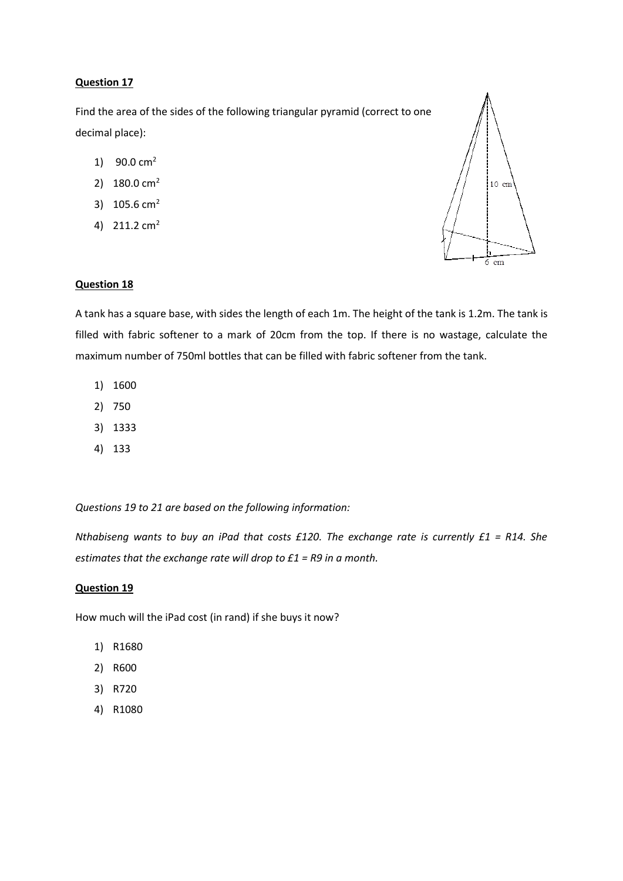**Question 17**

Find the area of the sides of the following triangular pyramid (correct to one decimal place):

1) 90.0 $cm^2$
2) 180.0 $cm^2$
3) 105.6 $cm^2$
4) 211.2 $cm^2$

10 cm

6 cm

**Question 18**

A tank has a square base, with sides the length of each 1m. The height of the tank is 1.2m. The tank is filled with fabric softener to a mark of 20cm from the top. If there is no wastage, calculate the maximum number of 750ml bottles that can be filled with fabric softener from the tank.

1) 1600
2) 750
3) 1333
4) 133

*Questions 19 to 21 are based on the following information:*

*Nthabiseng wants to buy an iPad that costs £120. The exchange rate is currently £1 = R14. She estimates that the exchange rate will drop to £1 = R9 in a month.*

**Question 19**

How much will the iPad cost (in rand) if she buys it now?

1) R1680
2) R600
3) R720
4) R1080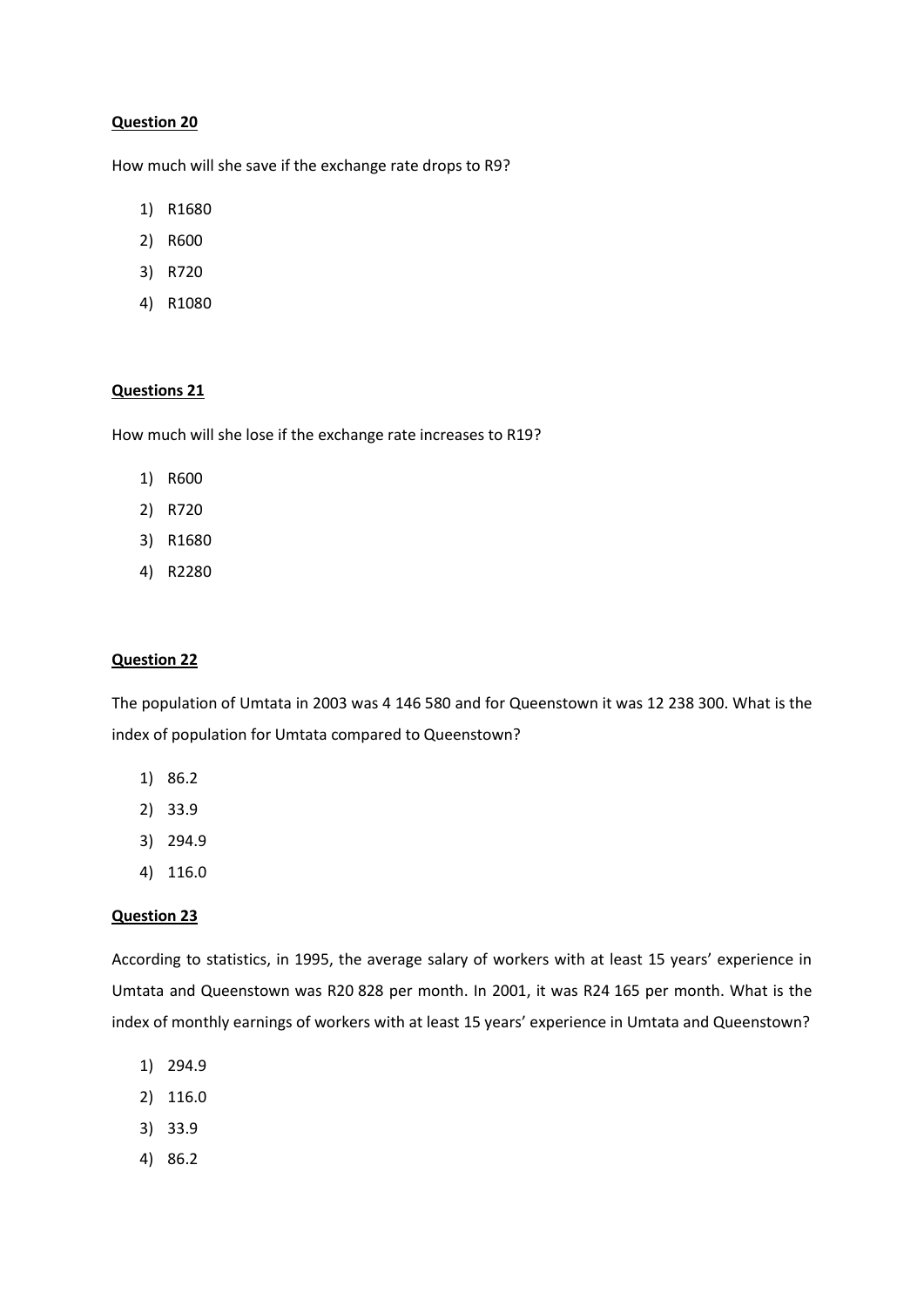**Question 20**

How much will she save if the exchange rate drops to R9?

1) R1680
2) R600
3) R720
4) R1080

**Questions 21**

How much will she lose if the exchange rate increases to R19?

1) R600
2) R720
3) R1680
4) R2280

**Question 22**

The population of Umtata in 2003 was 4 146 580 and for Queenstown it was 12 238 300. What is the index of population for Umtata compared to Queenstown?

1) 86.2
2) 33.9
3) 294.9
4) 116.0

**Question 23**

According to statistics, in 1995, the average salary of workers with at least 15 years' experience in Umtata and Queenstown was R20 828 per month. In 2001, it was R24 165 per month. What is the index of monthly earnings of workers with at least 15 years' experience in Umtata and Queenstown?

1) 294.9
2) 116.0
3) 33.9
4) 86.2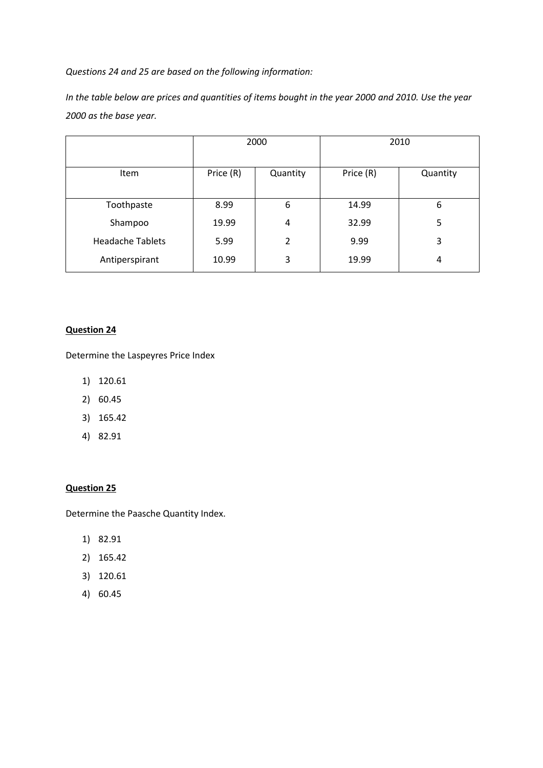*Questions 24 and 25 are based on the following information:*

*In the table below are prices and quantities of items bought in the year 2000 and 2010. Use the year 2000 as the base year.*

| | 2000 | | 2010 | |
|---|---|---|---|---|
| Item | Price (R) | Quantity | Price (R) | Quantity |
| Toothpaste | 8.99 | 6 | 14.99 | 6 |
| Shampoo | 19.99 | 4 | 32.99 | 5 |
| Headache Tablets | 5.99 | 2 | 9.99 | 3 |
| Antiperspirant | 10.99 | 3 | 19.99 | 4 |

**Question 24**

Determine the Laspeyres Price Index

1) 120.61
2) 60.45
3) 165.42
4) 82.91

**Question 25**

Determine the Paasche Quantity Index.

1) 82.91
2) 165.42
3) 120.61
4) 60.45